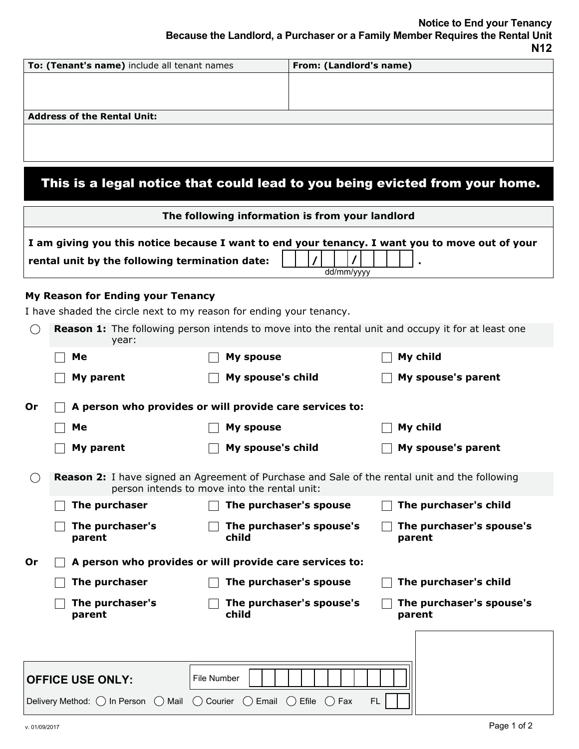**Notice to End your Tenancy**
**Because the Landlord, a Purchaser or a Family Member Requires the Rental Unit**
**N12**

| **To: (Tenant's name)** include all tenant names | **From: (Landlord's name)** |
| --- | --- |
| | |
| **Address of the Rental Unit:** | |
| | |

## This is a legal notice that could lead to you being evicted from your home.

**The following information is from your landlord**

**I am giving you this notice because I want to end your tenancy. I want you to move out of your rental unit by the following termination date:** ___/___/______ .
dd/mm/yyyy

### My Reason for Ending your Tenancy

I have shaded the circle next to my reason for ending your tenancy.

○ **Reason 1:** The following person intends to move into the rental unit and occupy it for at least one year:

- ☐ **Me**
- ☐ **My spouse**
- ☐ **My child**
- ☐ **My parent**
- ☐ **My spouse's child**
- ☐ **My spouse's parent**

**Or** ☐ **A person who provides or will provide care services to:**

- ☐ **Me**
- ☐ **My spouse**
- ☐ **My child**
- ☐ **My parent**
- ☐ **My spouse's child**
- ☐ **My spouse's parent**

○ **Reason 2:** I have signed an Agreement of Purchase and Sale of the rental unit and the following person intends to move into the rental unit:

- ☐ **The purchaser**
- ☐ **The purchaser's spouse**
- ☐ **The purchaser's child**
- ☐ **The purchaser's parent**
- ☐ **The purchaser's spouse's child**
- ☐ **The purchaser's spouse's parent**

**Or** ☐ **A person who provides or will provide care services to:**

- ☐ **The purchaser**
- ☐ **The purchaser's spouse**
- ☐ **The purchaser's child**
- ☐ **The purchaser's parent**
- ☐ **The purchaser's spouse's child**
- ☐ **The purchaser's spouse's parent**

**OFFICE USE ONLY:** File Number ____________

Delivery Method: ○ In Person ○ Mail ○ Courier ○ Email ○ Efile ○ Fax FL ____

v. 01/09/2017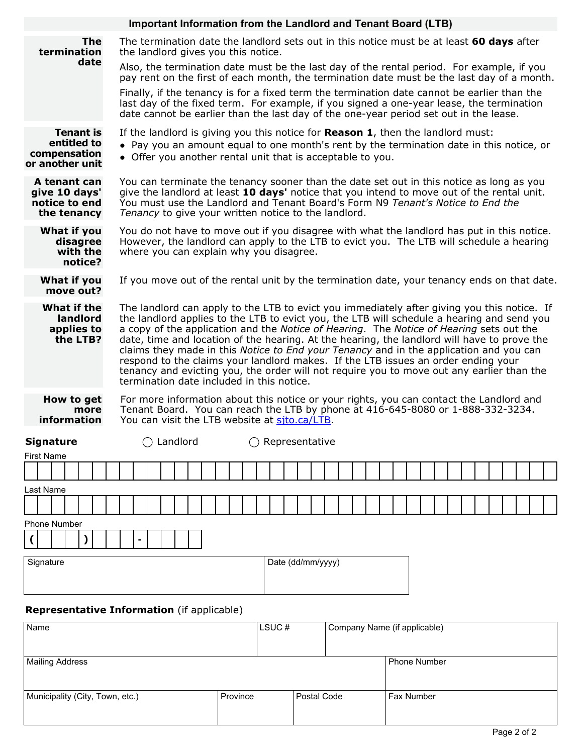## Important Information from the Landlord and Tenant Board (LTB)

**The termination date**

The termination date the landlord sets out in this notice must be at least **60 days** after the landlord gives you this notice.

Also, the termination date must be the last day of the rental period. For example, if you pay rent on the first of each month, the termination date must be the last day of a month.

Finally, if the tenancy is for a fixed term the termination date cannot be earlier than the last day of the fixed term. For example, if you signed a one-year lease, the termination date cannot be earlier than the last day of the one-year period set out in the lease.

**Tenant is entitled to compensation or another unit**

If the landlord is giving you this notice for **Reason 1**, then the landlord must:

- Pay you an amount equal to one month's rent by the termination date in this notice, or
- Offer you another rental unit that is acceptable to you.

**A tenant can give 10 days' notice to end the tenancy**

You can terminate the tenancy sooner than the date set out in this notice as long as you give the landlord at least **10 days'** notice that you intend to move out of the rental unit. You must use the Landlord and Tenant Board's Form N9 *Tenant's Notice to End the Tenancy* to give your written notice to the landlord.

**What if you disagree with the notice?**

You do not have to move out if you disagree with what the landlord has put in this notice. However, the landlord can apply to the LTB to evict you. The LTB will schedule a hearing where you can explain why you disagree.

**What if you move out?**

If you move out of the rental unit by the termination date, your tenancy ends on that date.

**What if the landlord applies to the LTB?**

The landlord can apply to the LTB to evict you immediately after giving you this notice. If the landlord applies to the LTB to evict you, the LTB will schedule a hearing and send you a copy of the application and the *Notice of Hearing*. The *Notice of Hearing* sets out the date, time and location of the hearing. At the hearing, the landlord will have to prove the claims they made in this *Notice to End your Tenancy* and in the application and you can respond to the claims your landlord makes. If the LTB issues an order ending your tenancy and evicting you, the order will not require you to move out any earlier than the termination date included in this notice.

**How to get more information**

For more information about this notice or your rights, you can contact the Landlord and Tenant Board. You can reach the LTB by phone at 416-645-8080 or 1-888-332-3234. You can visit the LTB website at sjto.ca/LTB.

## Signature

○ Landlord ○ Representative

First Name

Last Name

Phone Number

( ) -

| Signature | Date (dd/mm/yyyy) |
|---|---|
| | |

## Representative Information (if applicable)

| Name | LSUC # | Company Name (if applicable) | |
|---|---|---|---|
| Mailing Address | | | Phone Number |
| Municipality (City, Town, etc.) | Province | Postal Code | Fax Number |